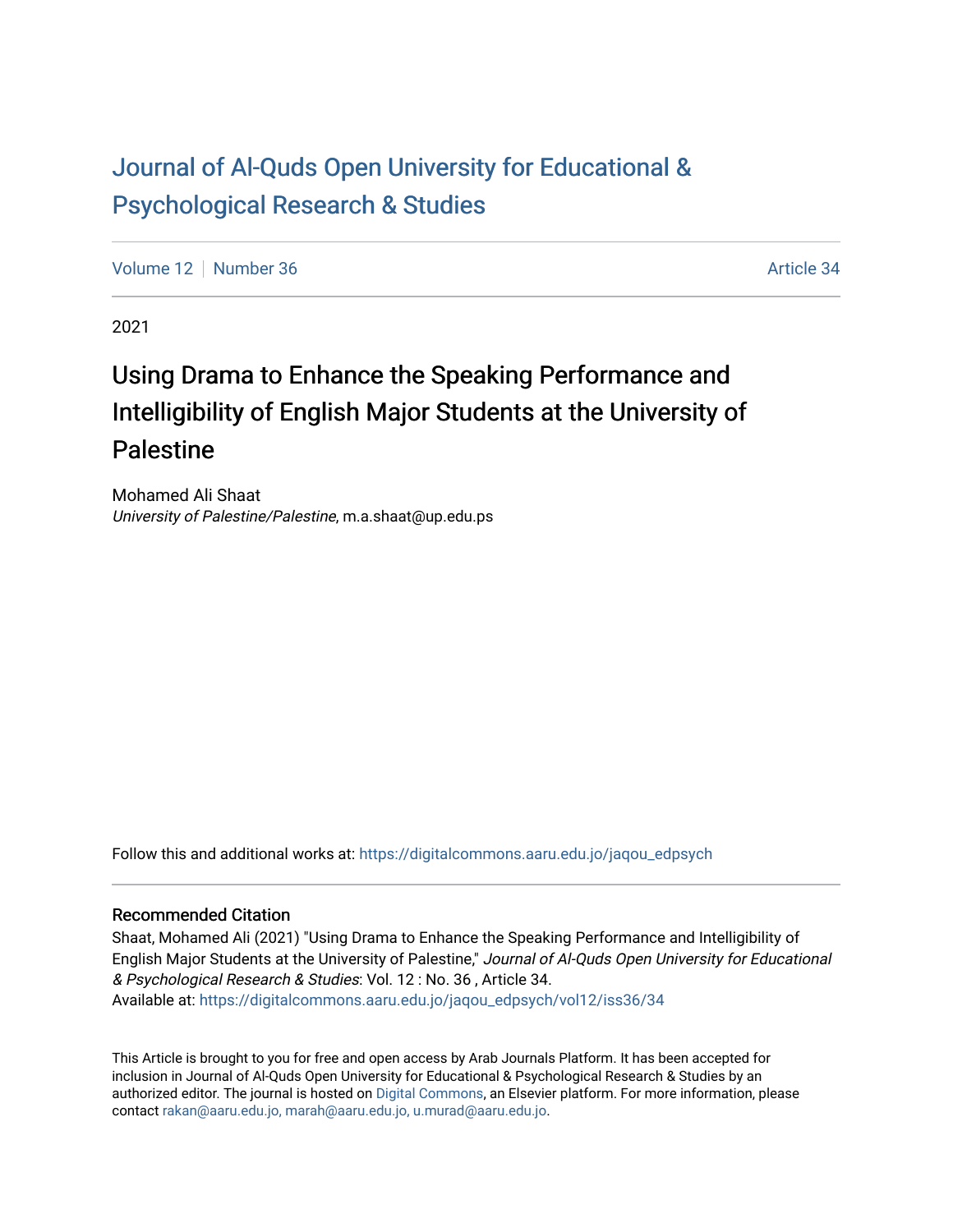# Journal of Al-Quds Open University for Educational & Psychological Research & Studies

Volume 12 | Number 36 | Article 34

2021

## Using Drama to Enhance the Speaking Performance and Intelligibility of English Major Students at the University of Palestine

Mohamed Ali Shaat
*University of Palestine/Palestine*, m.a.shaat@up.edu.ps

Follow this and additional works at: https://digitalcommons.aaru.edu.jo/jaqou_edpsych

### Recommended Citation

Shaat, Mohamed Ali (2021) "Using Drama to Enhance the Speaking Performance and Intelligibility of English Major Students at the University of Palestine," *Journal of Al-Quds Open University for Educational & Psychological Research & Studies*: Vol. 12 : No. 36 , Article 34.
Available at: https://digitalcommons.aaru.edu.jo/jaqou_edpsych/vol12/iss36/34

This Article is brought to you for free and open access by Arab Journals Platform. It has been accepted for inclusion in Journal of Al-Quds Open University for Educational & Psychological Research & Studies by an authorized editor. The journal is hosted on Digital Commons, an Elsevier platform. For more information, please contact rakan@aaru.edu.jo, marah@aaru.edu.jo, u.murad@aaru.edu.jo.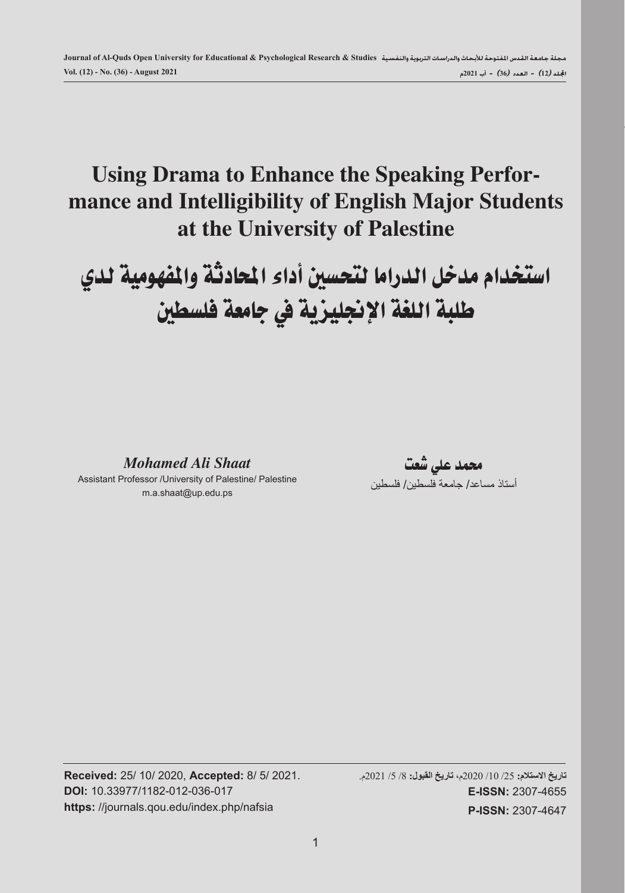# Using Drama to Enhance the Speaking Performance and Intelligibility of English Major Students at the University of Palestine

# استخدام مدخل الدراما لتحسين أداء المحادثة والمفهومية لدي طلبة اللغة الإنجليزية في جامعة فلسطين

*Mohamed Ali Shaat*

Assistant Professor /University of Palestine/ Palestine

m.a.shaat@up.edu.ps

**محمد علي شعت**

أستاذ مساعد/ جامعة فلسطين/ فلسطين

**Received:** 25/ 10/ 2020, **Accepted:** 8/ 5/ 2021.

**DOI:** 10.33977/1182-012-036-017

**https:** //journals.qou.edu/index.php/nafsia

**تاريخ الاستلام:** 25/ 10/ 2020م، **تاريخ القبول:** 8/ 5/ 2021م.

**E-ISSN:** 2307-4655

**P-ISSN:** 2307-4647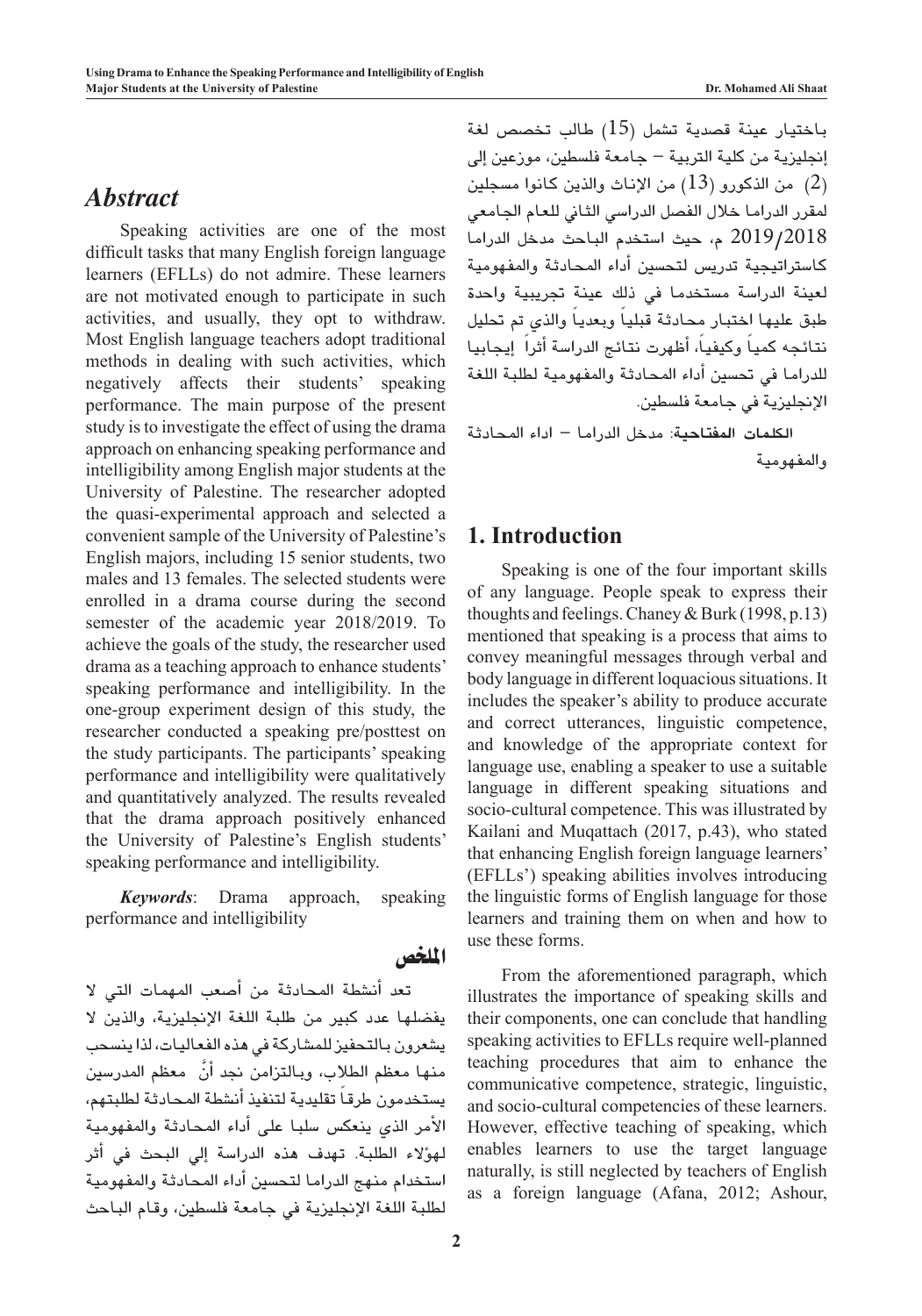## *Abstract*

Speaking activities are one of the most difficult tasks that many English foreign language learners (EFLLs) do not admire. These learners are not motivated enough to participate in such activities, and usually, they opt to withdraw. Most English language teachers adopt traditional methods in dealing with such activities, which negatively affects their students' speaking performance. The main purpose of the present study is to investigate the effect of using the drama approach on enhancing speaking performance and intelligibility among English major students at the University of Palestine. The researcher adopted the quasi-experimental approach and selected a convenient sample of the University of Palestine's English majors, including 15 senior students, two males and 13 females. The selected students were enrolled in a drama course during the second semester of the academic year 2018/2019. To achieve the goals of the study, the researcher used drama as a teaching approach to enhance students' speaking performance and intelligibility. In the one-group experiment design of this study, the researcher conducted a speaking pre/posttest on the study participants. The participants' speaking performance and intelligibility were qualitatively and quantitatively analyzed. The results revealed that the drama approach positively enhanced the University of Palestine's English students' speaking performance and intelligibility.

***Keywords***: Drama approach, speaking performance and intelligibility

## الملخص

تعد أنشطة المحادثة من أصعب المهمات التي لا يفضلها عدد كبير من طلبة اللغة الإنجليزية، والذين لا يشعرون بالتحفيز للمشاركة في هذه الفعاليات، لذا ينسحب منها معظم الطلاب، وبالتزامن نجد أنَّ معظم المدرسين يستخدمون طرقاً تقليدية لتنفيذ أنشطة المحادثة لطلبتهم، الأمر الذي ينعكس سلبا على أداء المحادثة والمفهومية لهؤلاء الطلبة. تهدف هذه الدراسة إلي البحث في أثر استخدام منهج الدراما لتحسين أداء المحادثة والمفهومية لطلبة اللغة الإنجليزية في جامعة فلسطين، وقام الباحث باختيار عينة قصدية تشمل (15) طالب تخصص لغة إنجليزية من كلية التربية – جامعة فلسطين، موزعين إلى (2) من الذكورو (13) من الإناث والذين كانوا مسجلين لمقرر الدراما خلال الفصل الدراسي الثاني للعام الجامعي 2019/2018 م، حيث استخدم الباحث مدخل الدراما كاستراتيجية تدريس لتحسين أداء المحادثة والمفهومية لعينة الدراسة مستخدما في ذلك عينة تجريبية واحدة طبق عليها اختبار محادثة قبلياً وبعدياً والذي تم تحليل نتائجه كمياً وكيفياً، أظهرت نتائج الدراسة أثراً إيجابيا للدراما في تحسين أداء المحادثة والمفهومية لطلبة اللغة الإنجليزية في جامعة فلسطين.

**الكلمات المفتاحية**: مدخل الدراما – اداء المحادثة والمفهومية

## 1. Introduction

Speaking is one of the four important skills of any language. People speak to express their thoughts and feelings. Chaney & Burk (1998, p.13) mentioned that speaking is a process that aims to convey meaningful messages through verbal and body language in different loquacious situations. It includes the speaker's ability to produce accurate and correct utterances, linguistic competence, and knowledge of the appropriate context for language use, enabling a speaker to use a suitable language in different speaking situations and socio-cultural competence. This was illustrated by Kailani and Muqattach (2017, p.43), who stated that enhancing English foreign language learners' (EFLLs') speaking abilities involves introducing the linguistic forms of English language for those learners and training them on when and how to use these forms.

From the aforementioned paragraph, which illustrates the importance of speaking skills and their components, one can conclude that handling speaking activities to EFLLs require well-planned teaching procedures that aim to enhance the communicative competence, strategic, linguistic, and socio-cultural competencies of these learners. However, effective teaching of speaking, which enables learners to use the target language naturally, is still neglected by teachers of English as a foreign language (Afana, 2012; Ashour,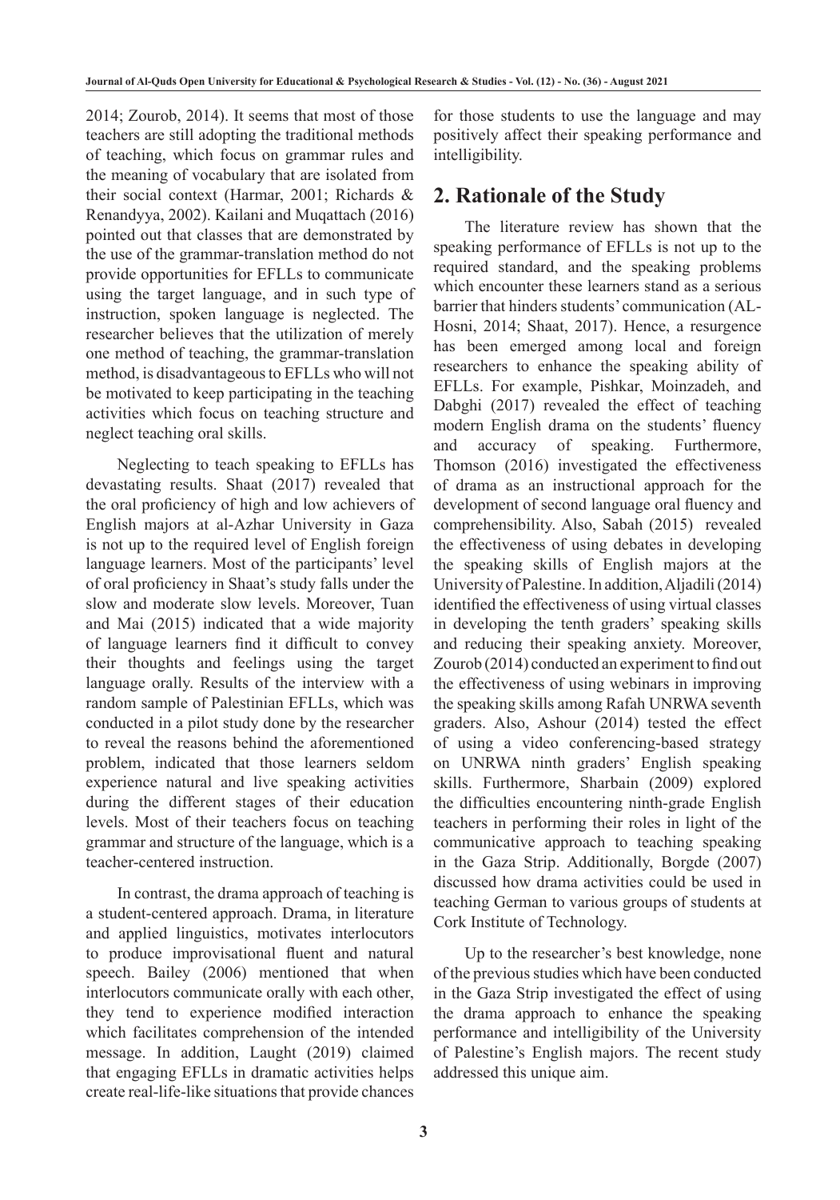2014; Zourob, 2014). It seems that most of those teachers are still adopting the traditional methods of teaching, which focus on grammar rules and the meaning of vocabulary that are isolated from their social context (Harmar, 2001; Richards & Renandyya, 2002). Kailani and Muqattach (2016) pointed out that classes that are demonstrated by the use of the grammar-translation method do not provide opportunities for EFLLs to communicate using the target language, and in such type of instruction, spoken language is neglected. The researcher believes that the utilization of merely one method of teaching, the grammar-translation method, is disadvantageous to EFLLs who will not be motivated to keep participating in the teaching activities which focus on teaching structure and neglect teaching oral skills.

Neglecting to teach speaking to EFLLs has devastating results. Shaat (2017) revealed that the oral proficiency of high and low achievers of English majors at al-Azhar University in Gaza is not up to the required level of English foreign language learners. Most of the participants' level of oral proficiency in Shaat's study falls under the slow and moderate slow levels. Moreover, Tuan and Mai (2015) indicated that a wide majority of language learners find it difficult to convey their thoughts and feelings using the target language orally. Results of the interview with a random sample of Palestinian EFLLs, which was conducted in a pilot study done by the researcher to reveal the reasons behind the aforementioned problem, indicated that those learners seldom experience natural and live speaking activities during the different stages of their education levels. Most of their teachers focus on teaching grammar and structure of the language, which is a teacher-centered instruction.

In contrast, the drama approach of teaching is a student-centered approach. Drama, in literature and applied linguistics, motivates interlocutors to produce improvisational fluent and natural speech. Bailey (2006) mentioned that when interlocutors communicate orally with each other, they tend to experience modified interaction which facilitates comprehension of the intended message. In addition, Laught (2019) claimed that engaging EFLLs in dramatic activities helps create real-life-like situations that provide chances for those students to use the language and may positively affect their speaking performance and intelligibility.

## 2. Rationale of the Study

The literature review has shown that the speaking performance of EFLLs is not up to the required standard, and the speaking problems which encounter these learners stand as a serious barrier that hinders students' communication (AL-Hosni, 2014; Shaat, 2017). Hence, a resurgence has been emerged among local and foreign researchers to enhance the speaking ability of EFLLs. For example, Pishkar, Moinzadeh, and Dabghi (2017) revealed the effect of teaching modern English drama on the students' fluency and accuracy of speaking. Furthermore, Thomson (2016) investigated the effectiveness of drama as an instructional approach for the development of second language oral fluency and comprehensibility. Also, Sabah (2015) revealed the effectiveness of using debates in developing the speaking skills of English majors at the University of Palestine. In addition, Aljadili (2014) identified the effectiveness of using virtual classes in developing the tenth graders' speaking skills and reducing their speaking anxiety. Moreover, Zourob (2014) conducted an experiment to find out the effectiveness of using webinars in improving the speaking skills among Rafah UNRWA seventh graders. Also, Ashour (2014) tested the effect of using a video conferencing-based strategy on UNRWA ninth graders' English speaking skills. Furthermore, Sharbain (2009) explored the difficulties encountering ninth-grade English teachers in performing their roles in light of the communicative approach to teaching speaking in the Gaza Strip. Additionally, Borgde (2007) discussed how drama activities could be used in teaching German to various groups of students at Cork Institute of Technology.

Up to the researcher's best knowledge, none of the previous studies which have been conducted in the Gaza Strip investigated the effect of using the drama approach to enhance the speaking performance and intelligibility of the University of Palestine's English majors. The recent study addressed this unique aim.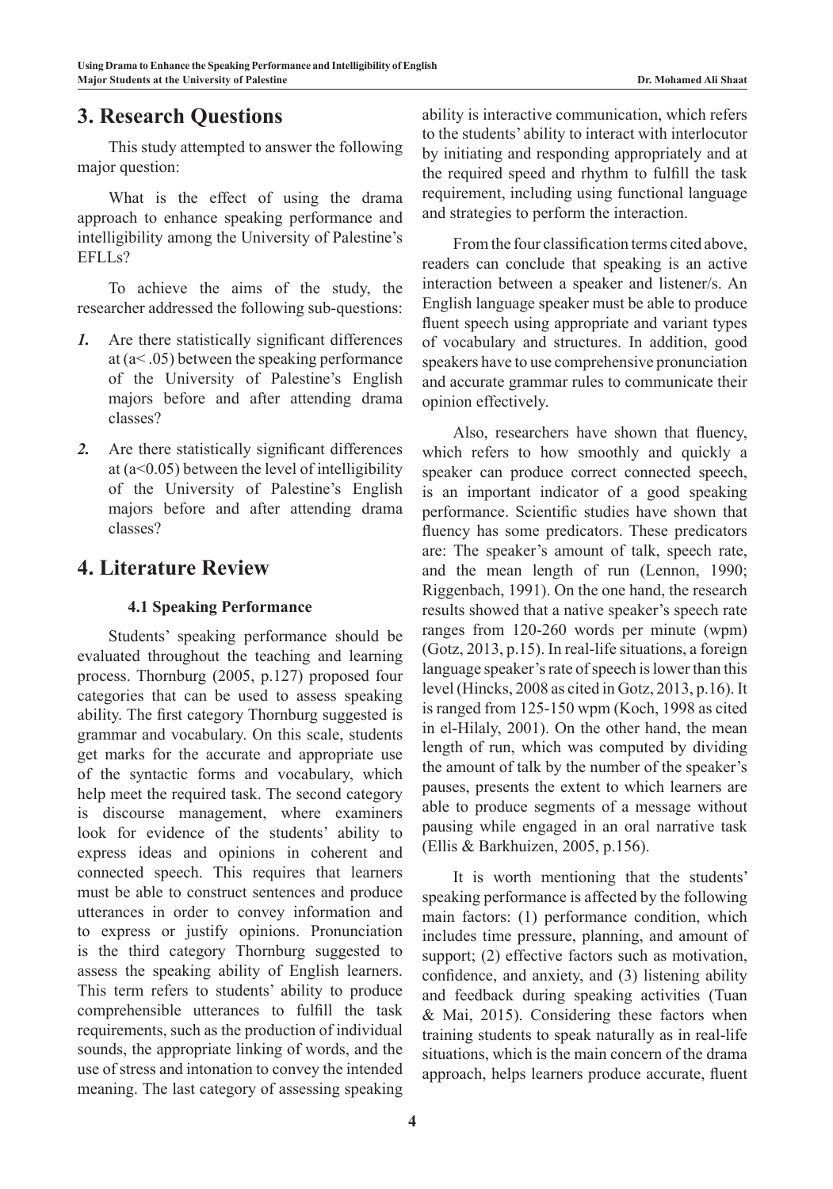## 3. Research Questions

This study attempted to answer the following major question:

What is the effect of using the drama approach to enhance speaking performance and intelligibility among the University of Palestine's EFLLs?

To achieve the aims of the study, the researcher addressed the following sub-questions:

1. Are there statistically significant differences at ($a < .05$) between the speaking performance of the University of Palestine's English majors before and after attending drama classes?
2. Are there statistically significant differences at ($a < 0.05$) between the level of intelligibility of the University of Palestine's English majors before and after attending drama classes?

## 4. Literature Review

### 4.1 Speaking Performance

Students' speaking performance should be evaluated throughout the teaching and learning process. Thornburg (2005, p.127) proposed four categories that can be used to assess speaking ability. The first category Thornburg suggested is grammar and vocabulary. On this scale, students get marks for the accurate and appropriate use of the syntactic forms and vocabulary, which help meet the required task. The second category is discourse management, where examiners look for evidence of the students' ability to express ideas and opinions in coherent and connected speech. This requires that learners must be able to construct sentences and produce utterances in order to convey information and to express or justify opinions. Pronunciation is the third category Thornburg suggested to assess the speaking ability of English learners. This term refers to students' ability to produce comprehensible utterances to fulfill the task requirements, such as the production of individual sounds, the appropriate linking of words, and the use of stress and intonation to convey the intended meaning. The last category of assessing speaking ability is interactive communication, which refers to the students' ability to interact with interlocutor by initiating and responding appropriately and at the required speed and rhythm to fulfill the task requirement, including using functional language and strategies to perform the interaction.

From the four classification terms cited above, readers can conclude that speaking is an active interaction between a speaker and listener/s. An English language speaker must be able to produce fluent speech using appropriate and variant types of vocabulary and structures. In addition, good speakers have to use comprehensive pronunciation and accurate grammar rules to communicate their opinion effectively.

Also, researchers have shown that fluency, which refers to how smoothly and quickly a speaker can produce correct connected speech, is an important indicator of a good speaking performance. Scientific studies have shown that fluency has some predicators. These predicators are: The speaker's amount of talk, speech rate, and the mean length of run (Lennon, 1990; Riggenbach, 1991). On the one hand, the research results showed that a native speaker's speech rate ranges from 120-260 words per minute (wpm) (Gotz, 2013, p.15). In real-life situations, a foreign language speaker's rate of speech is lower than this level (Hincks, 2008 as cited in Gotz, 2013, p.16). It is ranged from 125-150 wpm (Koch, 1998 as cited in el-Hilaly, 2001). On the other hand, the mean length of run, which was computed by dividing the amount of talk by the number of the speaker's pauses, presents the extent to which learners are able to produce segments of a message without pausing while engaged in an oral narrative task (Ellis & Barkhuizen, 2005, p.156).

It is worth mentioning that the students' speaking performance is affected by the following main factors: (1) performance condition, which includes time pressure, planning, and amount of support; (2) effective factors such as motivation, confidence, and anxiety, and (3) listening ability and feedback during speaking activities (Tuan & Mai, 2015). Considering these factors when training students to speak naturally as in real-life situations, which is the main concern of the drama approach, helps learners produce accurate, fluent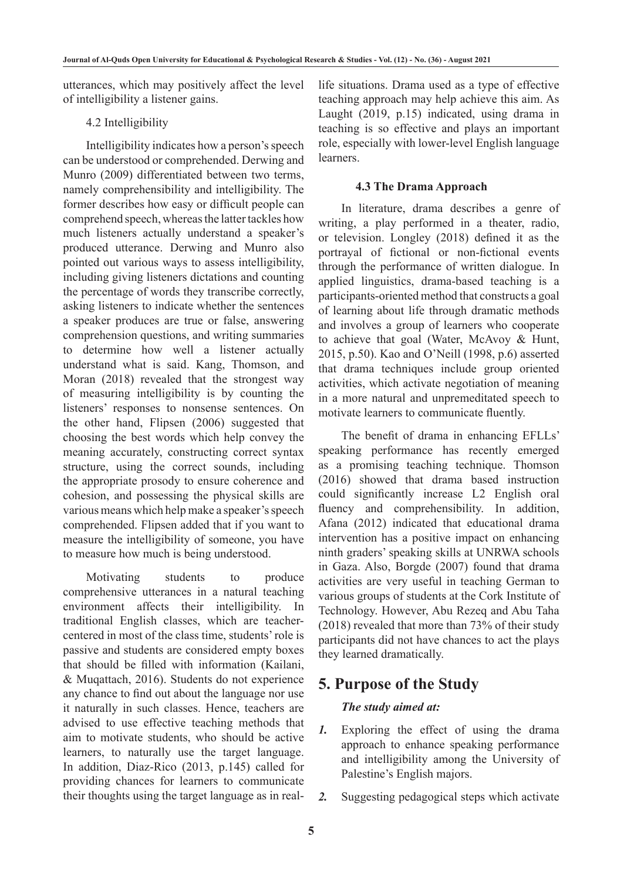utterances, which may positively affect the level of intelligibility a listener gains.

### 4.2 Intelligibility

Intelligibility indicates how a person's speech can be understood or comprehended. Derwing and Munro (2009) differentiated between two terms, namely comprehensibility and intelligibility. The former describes how easy or difficult people can comprehend speech, whereas the latter tackles how much listeners actually understand a speaker's produced utterance. Derwing and Munro also pointed out various ways to assess intelligibility, including giving listeners dictations and counting the percentage of words they transcribe correctly, asking listeners to indicate whether the sentences a speaker produces are true or false, answering comprehension questions, and writing summaries to determine how well a listener actually understand what is said. Kang, Thomson, and Moran (2018) revealed that the strongest way of measuring intelligibility is by counting the listeners' responses to nonsense sentences. On the other hand, Flipsen (2006) suggested that choosing the best words which help convey the meaning accurately, constructing correct syntax structure, using the correct sounds, including the appropriate prosody to ensure coherence and cohesion, and possessing the physical skills are various means which help make a speaker's speech comprehended. Flipsen added that if you want to measure the intelligibility of someone, you have to measure how much is being understood.

Motivating students to produce comprehensive utterances in a natural teaching environment affects their intelligibility. In traditional English classes, which are teacher-centered in most of the class time, students' role is passive and students are considered empty boxes that should be filled with information (Kailani, & Muqattach, 2016). Students do not experience any chance to find out about the language nor use it naturally in such classes. Hence, teachers are advised to use effective teaching methods that aim to motivate students, who should be active learners, to naturally use the target language. In addition, Diaz-Rico (2013, p.145) called for providing chances for learners to communicate their thoughts using the target language as in real-life situations. Drama used as a type of effective teaching approach may help achieve this aim. As Laught (2019, p.15) indicated, using drama in teaching is so effective and plays an important role, especially with lower-level English language learners.

### 4.3 The Drama Approach

In literature, drama describes a genre of writing, a play performed in a theater, radio, or television. Longley (2018) defined it as the portrayal of fictional or non-fictional events through the performance of written dialogue. In applied linguistics, drama-based teaching is a participants-oriented method that constructs a goal of learning about life through dramatic methods and involves a group of learners who cooperate to achieve that goal (Water, McAvoy & Hunt, 2015, p.50). Kao and O'Neill (1998, p.6) asserted that drama techniques include group oriented activities, which activate negotiation of meaning in a more natural and unpremeditated speech to motivate learners to communicate fluently.

The benefit of drama in enhancing EFLLs' speaking performance has recently emerged as a promising teaching technique. Thomson (2016) showed that drama based instruction could significantly increase L2 English oral fluency and comprehensibility. In addition, Afana (2012) indicated that educational drama intervention has a positive impact on enhancing ninth graders' speaking skills at UNRWA schools in Gaza. Also, Borgde (2007) found that drama activities are very useful in teaching German to various groups of students at the Cork Institute of Technology. However, Abu Rezeq and Abu Taha (2018) revealed that more than 73% of their study participants did not have chances to act the plays they learned dramatically.

## 5. Purpose of the Study

***The study aimed at:***

1. Exploring the effect of using the drama approach to enhance speaking performance and intelligibility among the University of Palestine's English majors.
2. Suggesting pedagogical steps which activate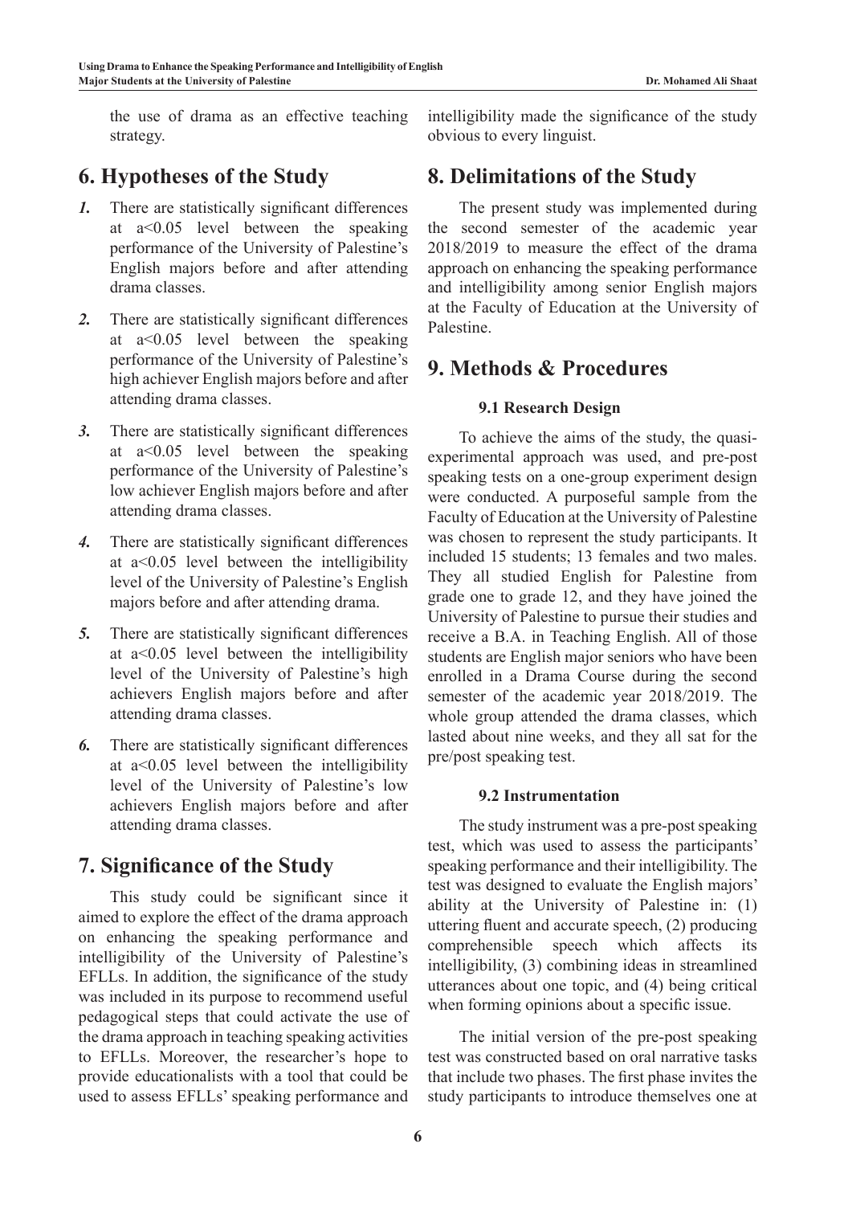the use of drama as an effective teaching strategy.

## 6. Hypotheses of the Study

1. There are statistically significant differences at a<0.05 level between the speaking performance of the University of Palestine's English majors before and after attending drama classes.
2. There are statistically significant differences at a<0.05 level between the speaking performance of the University of Palestine's high achiever English majors before and after attending drama classes.
3. There are statistically significant differences at a<0.05 level between the speaking performance of the University of Palestine's low achiever English majors before and after attending drama classes.
4. There are statistically significant differences at a<0.05 level between the intelligibility level of the University of Palestine's English majors before and after attending drama.
5. There are statistically significant differences at a<0.05 level between the intelligibility level of the University of Palestine's high achievers English majors before and after attending drama classes.
6. There are statistically significant differences at a<0.05 level between the intelligibility level of the University of Palestine's low achievers English majors before and after attending drama classes.

## 7. Significance of the Study

This study could be significant since it aimed to explore the effect of the drama approach on enhancing the speaking performance and intelligibility of the University of Palestine's EFLLs. In addition, the significance of the study was included in its purpose to recommend useful pedagogical steps that could activate the use of the drama approach in teaching speaking activities to EFLLs. Moreover, the researcher's hope to provide educationalists with a tool that could be used to assess EFLLs' speaking performance and intelligibility made the significance of the study obvious to every linguist.

## 8. Delimitations of the Study

The present study was implemented during the second semester of the academic year 2018/2019 to measure the effect of the drama approach on enhancing the speaking performance and intelligibility among senior English majors at the Faculty of Education at the University of Palestine.

## 9. Methods & Procedures

### 9.1 Research Design

To achieve the aims of the study, the quasi-experimental approach was used, and pre-post speaking tests on a one-group experiment design were conducted. A purposeful sample from the Faculty of Education at the University of Palestine was chosen to represent the study participants. It included 15 students; 13 females and two males. They all studied English for Palestine from grade one to grade 12, and they have joined the University of Palestine to pursue their studies and receive a B.A. in Teaching English. All of those students are English major seniors who have been enrolled in a Drama Course during the second semester of the academic year 2018/2019. The whole group attended the drama classes, which lasted about nine weeks, and they all sat for the pre/post speaking test.

### 9.2 Instrumentation

The study instrument was a pre-post speaking test, which was used to assess the participants' speaking performance and their intelligibility. The test was designed to evaluate the English majors' ability at the University of Palestine in: (1) uttering fluent and accurate speech, (2) producing comprehensible speech which affects its intelligibility, (3) combining ideas in streamlined utterances about one topic, and (4) being critical when forming opinions about a specific issue.

The initial version of the pre-post speaking test was constructed based on oral narrative tasks that include two phases. The first phase invites the study participants to introduce themselves one at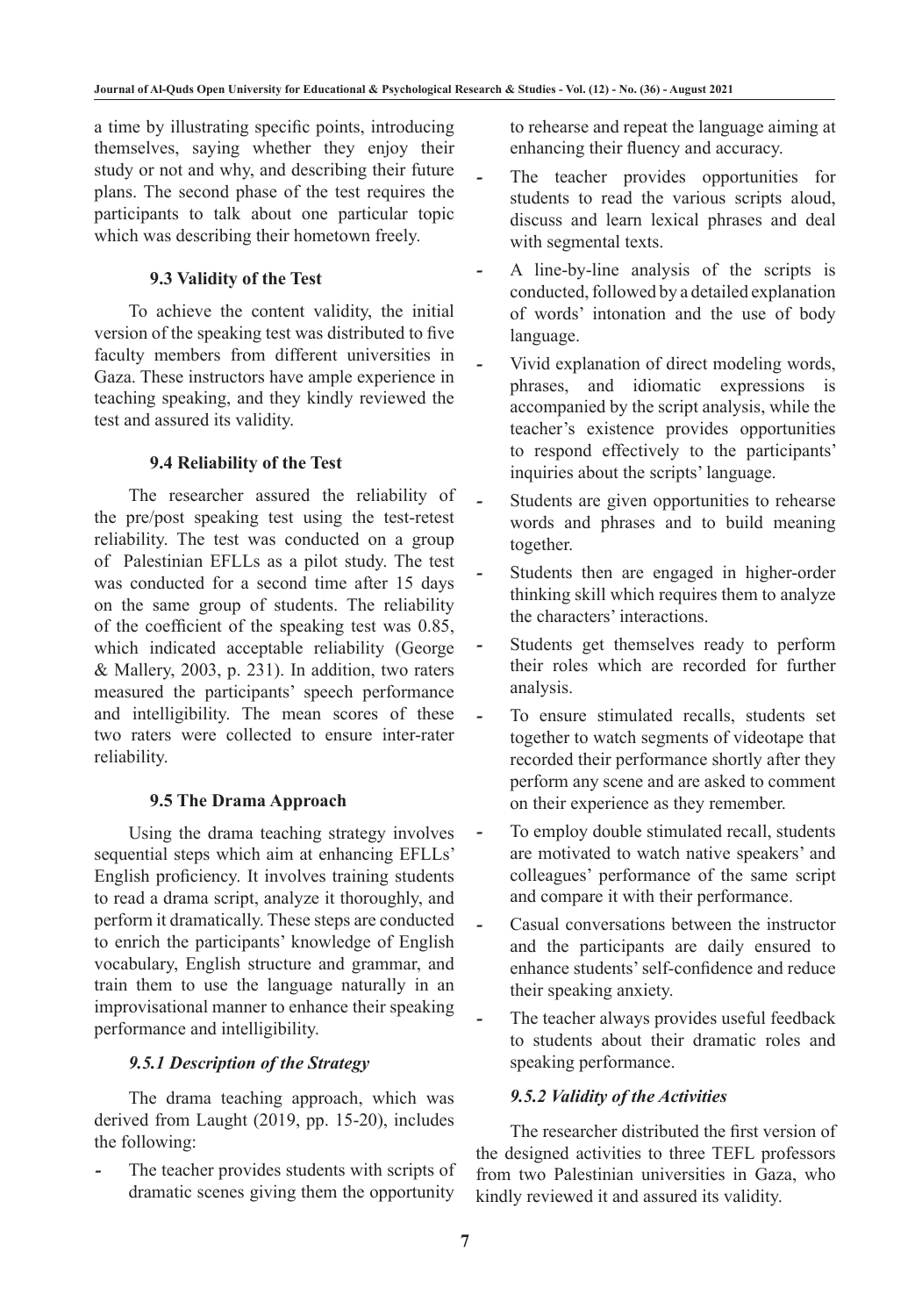a time by illustrating specific points, introducing themselves, saying whether they enjoy their study or not and why, and describing their future plans. The second phase of the test requires the participants to talk about one particular topic which was describing their hometown freely.

### 9.3 Validity of the Test

To achieve the content validity, the initial version of the speaking test was distributed to five faculty members from different universities in Gaza. These instructors have ample experience in teaching speaking, and they kindly reviewed the test and assured its validity.

### 9.4 Reliability of the Test

The researcher assured the reliability of the pre/post speaking test using the test-retest reliability. The test was conducted on a group of Palestinian EFLLs as a pilot study. The test was conducted for a second time after 15 days on the same group of students. The reliability of the coefficient of the speaking test was 0.85, which indicated acceptable reliability (George & Mallery, 2003, p. 231). In addition, two raters measured the participants' speech performance and intelligibility. The mean scores of these two raters were collected to ensure inter-rater reliability.

### 9.5 The Drama Approach

Using the drama teaching strategy involves sequential steps which aim at enhancing EFLLs' English proficiency. It involves training students to read a drama script, analyze it thoroughly, and perform it dramatically. These steps are conducted to enrich the participants' knowledge of English vocabulary, English structure and grammar, and train them to use the language naturally in an improvisational manner to enhance their speaking performance and intelligibility.

#### *9.5.1 Description of the Strategy*

The drama teaching approach, which was derived from Laught (2019, pp. 15-20), includes the following:

- The teacher provides students with scripts of dramatic scenes giving them the opportunity to rehearse and repeat the language aiming at enhancing their fluency and accuracy.
- The teacher provides opportunities for students to read the various scripts aloud, discuss and learn lexical phrases and deal with segmental texts.
- A line-by-line analysis of the scripts is conducted, followed by a detailed explanation of words' intonation and the use of body language.
- Vivid explanation of direct modeling words, phrases, and idiomatic expressions is accompanied by the script analysis, while the teacher's existence provides opportunities to respond effectively to the participants' inquiries about the scripts' language.
- Students are given opportunities to rehearse words and phrases and to build meaning together.
- Students then are engaged in higher-order thinking skill which requires them to analyze the characters' interactions.
- Students get themselves ready to perform their roles which are recorded for further analysis.
- To ensure stimulated recalls, students set together to watch segments of videotape that recorded their performance shortly after they perform any scene and are asked to comment on their experience as they remember.
- To employ double stimulated recall, students are motivated to watch native speakers' and colleagues' performance of the same script and compare it with their performance.
- Casual conversations between the instructor and the participants are daily ensured to enhance students' self-confidence and reduce their speaking anxiety.
- The teacher always provides useful feedback to students about their dramatic roles and speaking performance.

#### *9.5.2 Validity of the Activities*

The researcher distributed the first version of the designed activities to three TEFL professors from two Palestinian universities in Gaza, who kindly reviewed it and assured its validity.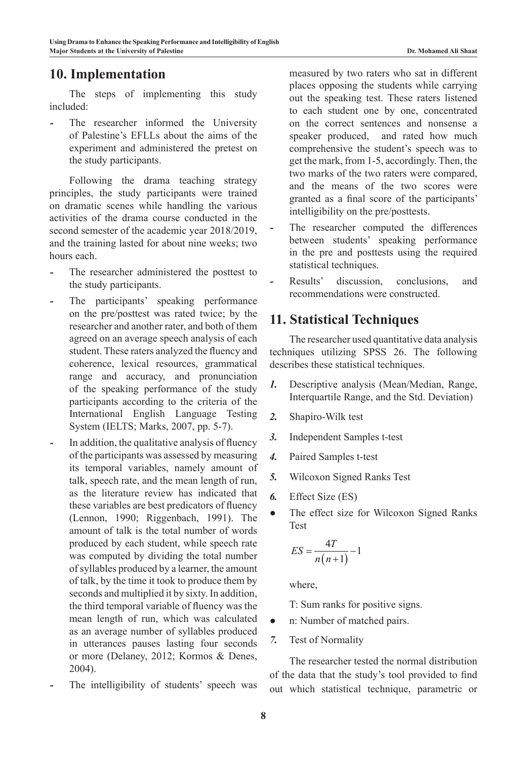## 10. Implementation

The steps of implementing this study included:

- The researcher informed the University of Palestine's EFLLs about the aims of the experiment and administered the pretest on the study participants.

Following the drama teaching strategy principles, the study participants were trained on dramatic scenes while handling the various activities of the drama course conducted in the second semester of the academic year 2018/2019, and the training lasted for about nine weeks; two hours each.

- The researcher administered the posttest to the study participants.
- The participants' speaking performance on the pre/posttest was rated twice; by the researcher and another rater, and both of them agreed on an average speech analysis of each student. These raters analyzed the fluency and coherence, lexical resources, grammatical range and accuracy, and pronunciation of the speaking performance of the study participants according to the criteria of the International English Language Testing System (IELTS; Marks, 2007, pp. 5-7).
- In addition, the qualitative analysis of fluency of the participants was assessed by measuring its temporal variables, namely amount of talk, speech rate, and the mean length of run, as the literature review has indicated that these variables are best predicators of fluency (Lennon, 1990; Riggenbach, 1991). The amount of talk is the total number of words produced by each student, while speech rate was computed by dividing the total number of syllables produced by a learner, the amount of talk, by the time it took to produce them by seconds and multiplied it by sixty. In addition, the third temporal variable of fluency was the mean length of run, which was calculated as an average number of syllables produced in utterances pauses lasting four seconds or more (Delaney, 2012; Kormos & Denes, 2004).
- The intelligibility of students' speech was measured by two raters who sat in different places opposing the students while carrying out the speaking test. These raters listened to each student one by one, concentrated on the correct sentences and nonsense a speaker produced, and rated how much comprehensive the student's speech was to get the mark, from 1-5, accordingly. Then, the two marks of the two raters were compared, and the means of the two scores were granted as a final score of the participants' intelligibility on the pre/posttests.
- The researcher computed the differences between students' speaking performance in the pre and posttests using the required statistical techniques.
- Results' discussion, conclusions, and recommendations were constructed.

## 11. Statistical Techniques

The researcher used quantitative data analysis techniques utilizing SPSS 26. The following describes these statistical techniques.

1. Descriptive analysis (Mean/Median, Range, Interquartile Range, and the Std. Deviation)
2. Shapiro-Wilk test
3. Independent Samples t-test
4. Paired Samples t-test
5. Wilcoxon Signed Ranks Test
6. Effect Size (ES)

- The effect size for Wilcoxon Signed Ranks Test

$$ES = \frac{4T}{n(n+1)} - 1$$

where,

T: Sum ranks for positive signs.

- n: Number of matched pairs.

7. Test of Normality

The researcher tested the normal distribution of the data that the study's tool provided to find out which statistical technique, parametric or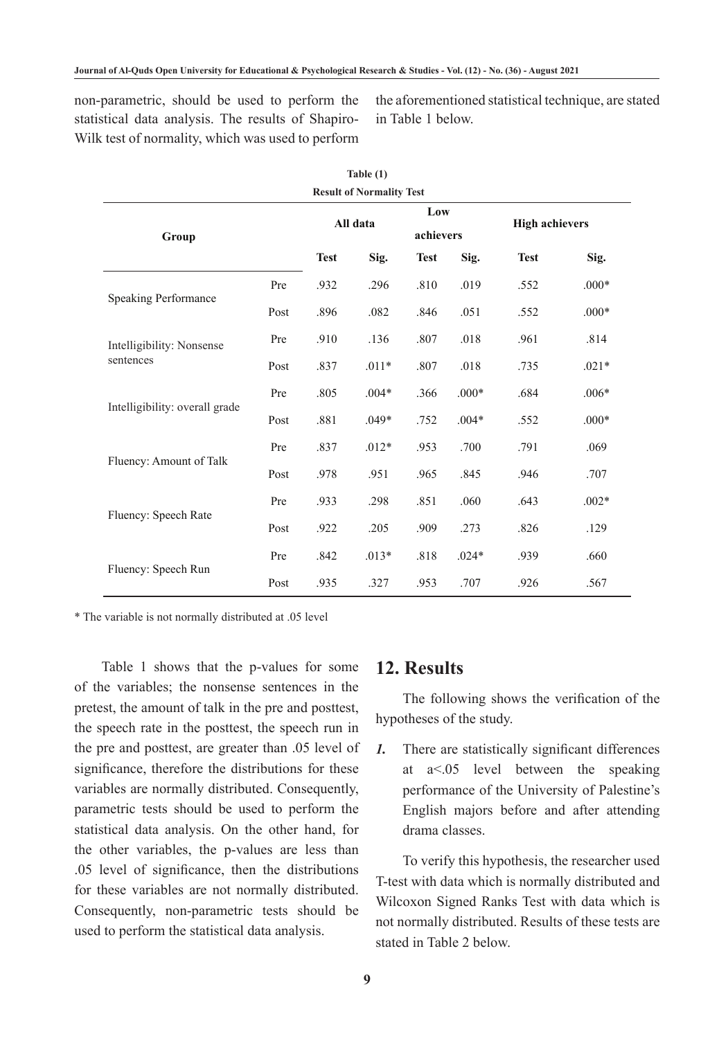non-parametric, should be used to perform the statistical data analysis. The results of Shapiro-Wilk test of normality, which was used to perform the aforementioned statistical technique, are stated in Table 1 below.

**Table (1)**

**Result of Normality Test**

| Group | | All data | | Low achievers | | High achievers | |
|---|---|---|---|---|---|---|---|
| | | **Test** | **Sig.** | **Test** | **Sig.** | **Test** | **Sig.** |
| Speaking Performance | Pre | .932 | .296 | .810 | .019 | .552 | .000* |
| | Post | .896 | .082 | .846 | .051 | .552 | .000* |
| Intelligibility: Nonsense sentences | Pre | .910 | .136 | .807 | .018 | .961 | .814 |
| | Post | .837 | .011* | .807 | .018 | .735 | .021* |
| Intelligibility: overall grade | Pre | .805 | .004* | .366 | .000* | .684 | .006* |
| | Post | .881 | .049* | .752 | .004* | .552 | .000* |
| Fluency: Amount of Talk | Pre | .837 | .012* | .953 | .700 | .791 | .069 |
| | Post | .978 | .951 | .965 | .845 | .946 | .707 |
| Fluency: Speech Rate | Pre | .933 | .298 | .851 | .060 | .643 | .002* |
| | Post | .922 | .205 | .909 | .273 | .826 | .129 |
| Fluency: Speech Run | Pre | .842 | .013* | .818 | .024* | .939 | .660 |
| | Post | .935 | .327 | .953 | .707 | .926 | .567 |

* The variable is not normally distributed at .05 level

Table 1 shows that the p-values for some of the variables; the nonsense sentences in the pretest, the amount of talk in the pre and posttest, the speech rate in the posttest, the speech run in the pre and posttest, are greater than .05 level of significance, therefore the distributions for these variables are normally distributed. Consequently, parametric tests should be used to perform the statistical data analysis. On the other hand, for the other variables, the p-values are less than .05 level of significance, then the distributions for these variables are not normally distributed. Consequently, non-parametric tests should be used to perform the statistical data analysis.

## 12. Results

The following shows the verification of the hypotheses of the study.

***1.*** There are statistically significant differences at $a<.05$ level between the speaking performance of the University of Palestine's English majors before and after attending drama classes.

To verify this hypothesis, the researcher used T-test with data which is normally distributed and Wilcoxon Signed Ranks Test with data which is not normally distributed. Results of these tests are stated in Table 2 below.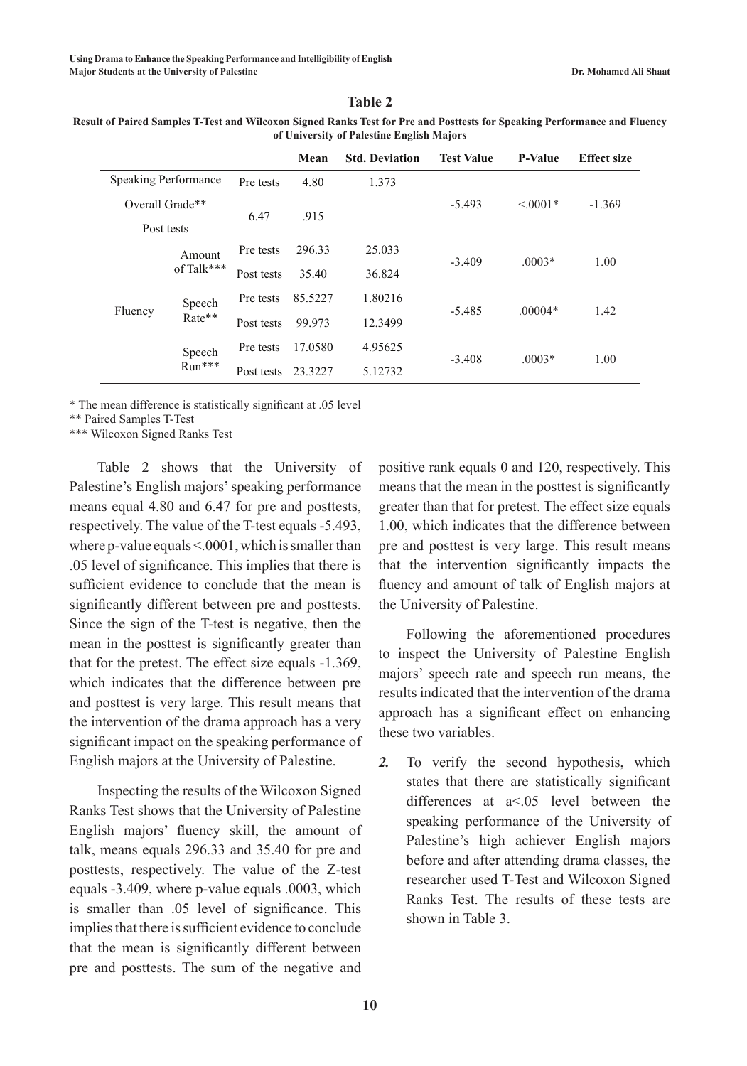**Table 2**

**Result of Paired Samples T-Test and Wilcoxon Signed Ranks Test for Pre and Posttests for Speaking Performance and Fluency of University of Palestine English Majors**

| | | | Mean | Std. Deviation | Test Value | P-Value | Effect size |
|---|---|---|---|---|---|---|---|
| Speaking Performance Overall Grade** | | Pre tests | 4.80 | 1.373 | -5.493 | <.0001* | -1.369 |
| | | Post tests | 6.47 | .915 | | | |
| Fluency | Amount of Talk*** | Pre tests | 296.33 | 25.033 | -3.409 | .0003* | 1.00 |
| | | Post tests | 35.40 | 36.824 | | | |
| | Speech Rate** | Pre tests | 85.5227 | 1.80216 | -5.485 | .00004* | 1.42 |
| | | Post tests | 99.973 | 12.3499 | | | |
| | Speech Run*** | Pre tests | 17.0580 | 4.95625 | -3.408 | .0003* | 1.00 |
| | | Post tests | 23.3227 | 5.12732 | | | |

\* The mean difference is statistically significant at .05 level

\** Paired Samples T-Test

\*** Wilcoxon Signed Ranks Test

Table 2 shows that the University of Palestine's English majors' speaking performance means equal 4.80 and 6.47 for pre and posttests, respectively. The value of the T-test equals -5.493, where p-value equals <.0001, which is smaller than .05 level of significance. This implies that there is sufficient evidence to conclude that the mean is significantly different between pre and posttests. Since the sign of the T-test is negative, then the mean in the posttest is significantly greater than that for the pretest. The effect size equals -1.369, which indicates that the difference between pre and posttest is very large. This result means that the intervention of the drama approach has a very significant impact on the speaking performance of English majors at the University of Palestine.

Inspecting the results of the Wilcoxon Signed Ranks Test shows that the University of Palestine English majors' fluency skill, the amount of talk, means equals 296.33 and 35.40 for pre and posttests, respectively. The value of the Z-test equals -3.409, where p-value equals .0003, which is smaller than .05 level of significance. This implies that there is sufficient evidence to conclude that the mean is significantly different between pre and posttests. The sum of the negative and positive rank equals 0 and 120, respectively. This means that the mean in the posttest is significantly greater than that for pretest. The effect size equals 1.00, which indicates that the difference between pre and posttest is very large. This result means that the intervention significantly impacts the fluency and amount of talk of English majors at the University of Palestine.

Following the aforementioned procedures to inspect the University of Palestine English majors' speech rate and speech run means, the results indicated that the intervention of the drama approach has a significant effect on enhancing these two variables.

*2.* To verify the second hypothesis, which states that there are statistically significant differences at a<.05 level between the speaking performance of the University of Palestine's high achiever English majors before and after attending drama classes, the researcher used T-Test and Wilcoxon Signed Ranks Test. The results of these tests are shown in Table 3.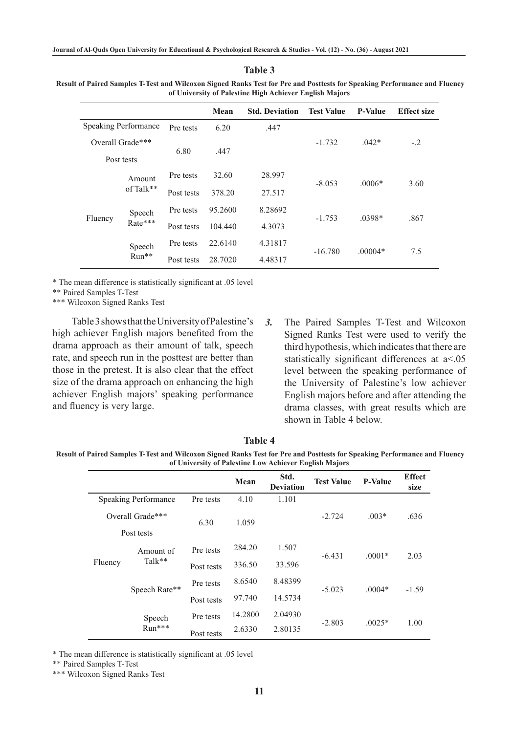**Table 3**

**Result of Paired Samples T-Test and Wilcoxon Signed Ranks Test for Pre and Posttests for Speaking Performance and Fluency of University of Palestine High Achiever English Majors**

| | | | Mean | Std. Deviation | Test Value | P-Value | Effect size |
|---|---|---|---|---|---|---|---|
| Speaking Performance Overall Grade*** | | Pre tests | 6.20 | .447 | -1.732 | .042* | -.2 |
| | | Post tests | 6.80 | .447 | | | |
| Fluency | Amount of Talk** | Pre tests | 32.60 | 28.997 | -8.053 | .0006* | 3.60 |
| | | Post tests | 378.20 | 27.517 | | | |
| | Speech Rate*** | Pre tests | 95.2600 | 8.28692 | -1.753 | .0398* | .867 |
| | | Post tests | 104.440 | 4.3073 | | | |
| | Speech Run** | Pre tests | 22.6140 | 4.31817 | -16.780 | .00004* | 7.5 |
| | | Post tests | 28.7020 | 4.48317 | | | |

\* The mean difference is statistically significant at .05 level

** Paired Samples T-Test

*** Wilcoxon Signed Ranks Test

Table 3 shows that the University of Palestine's high achiever English majors benefited from the drama approach as their amount of talk, speech rate, and speech run in the posttest are better than those in the pretest. It is also clear that the effect size of the drama approach on enhancing the high achiever English majors' speaking performance and fluency is very large.

3. The Paired Samples T-Test and Wilcoxon Signed Ranks Test were used to verify the third hypothesis, which indicates that there are statistically significant differences at a<.05 level between the speaking performance of the University of Palestine's low achiever English majors before and after attending the drama classes, with great results which are shown in Table 4 below.

**Table 4**

**Result of Paired Samples T-Test and Wilcoxon Signed Ranks Test for Pre and Posttests for Speaking Performance and Fluency of University of Palestine Low Achiever English Majors**

| | | | Mean | Std. Deviation | Test Value | P-Value | Effect size |
|---|---|---|---|---|---|---|---|
| Speaking Performance Overall Grade*** | | Pre tests | 4.10 | 1.101 | -2.724 | .003* | .636 |
| | | Post tests | 6.30 | 1.059 | | | |
| Fluency | Amount of Talk** | Pre tests | 284.20 | 1.507 | -6.431 | .0001* | 2.03 |
| | | Post tests | 336.50 | 33.596 | | | |
| | Speech Rate** | Pre tests | 8.6540 | 8.48399 | -5.023 | .0004* | -1.59 |
| | | Post tests | 97.740 | 14.5734 | | | |
| | Speech Run*** | Pre tests | 14.2800 | 2.04930 | -2.803 | .0025* | 1.00 |
| | | Post tests | 2.6330 | 2.80135 | | | |

\* The mean difference is statistically significant at .05 level

** Paired Samples T-Test

*** Wilcoxon Signed Ranks Test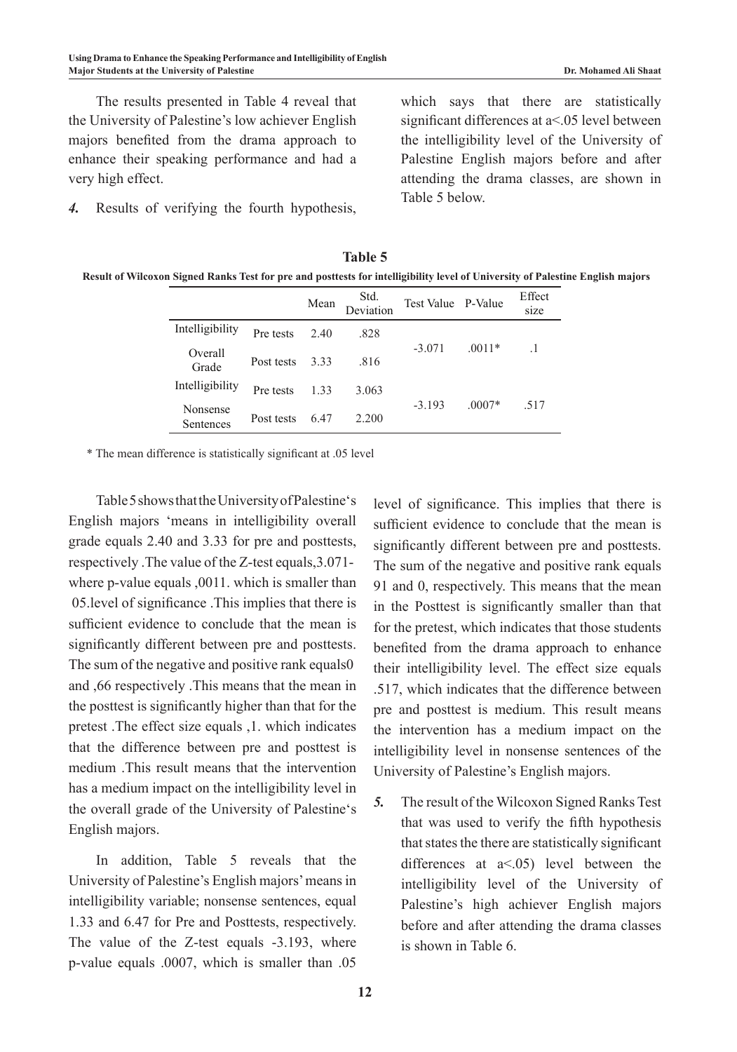The results presented in Table 4 reveal that the University of Palestine's low achiever English majors benefited from the drama approach to enhance their speaking performance and had a very high effect.

***4.*** Results of verifying the fourth hypothesis, which says that there are statistically significant differences at a<.05 level between the intelligibility level of the University of Palestine English majors before and after attending the drama classes, are shown in Table 5 below.

**Table 5**

**Result of Wilcoxon Signed Ranks Test for pre and posttests for intelligibility level of University of Palestine English majors**

| | | Mean | Std. Deviation | Test Value | P-Value | Effect size |
|---|---|---|---|---|---|---|
| Intelligibility | Pre tests | 2.40 | .828 | -3.071 | .0011* | .1 |
| Overall Grade | Post tests | 3.33 | .816 | | | |
| Intelligibility | Pre tests | 1.33 | 3.063 | -3.193 | .0007* | .517 |
| Nonsense Sentences | Post tests | 6.47 | 2.200 | | | |

\* The mean difference is statistically significant at .05 level

Table 5 shows that the University of Palestine's English majors 'means in intelligibility overall grade equals 2.40 and 3.33 for pre and posttests, respectively .The value of the Z-test equals,3.071- where p-value equals ,0011. which is smaller than 05.level of significance .This implies that there is sufficient evidence to conclude that the mean is significantly different between pre and posttests. The sum of the negative and positive rank equals0 and ,66 respectively .This means that the mean in the posttest is significantly higher than that for the pretest .The effect size equals ,1. which indicates that the difference between pre and posttest is medium .This result means that the intervention has a medium impact on the intelligibility level in the overall grade of the University of Palestine's English majors.

In addition, Table 5 reveals that the University of Palestine's English majors' means in intelligibility variable; nonsense sentences, equal 1.33 and 6.47 for Pre and Posttests, respectively. The value of the Z-test equals -3.193, where p-value equals .0007, which is smaller than .05 level of significance. This implies that there is sufficient evidence to conclude that the mean is significantly different between pre and posttests. The sum of the negative and positive rank equals 91 and 0, respectively. This means that the mean in the Posttest is significantly smaller than that for the pretest, which indicates that those students benefited from the drama approach to enhance their intelligibility level. The effect size equals .517, which indicates that the difference between pre and posttest is medium. This result means the intervention has a medium impact on the intelligibility level in nonsense sentences of the University of Palestine's English majors.

***5.*** The result of the Wilcoxon Signed Ranks Test that was used to verify the fifth hypothesis that states the there are statistically significant differences at a<.05) level between the intelligibility level of the University of Palestine's high achiever English majors before and after attending the drama classes is shown in Table 6.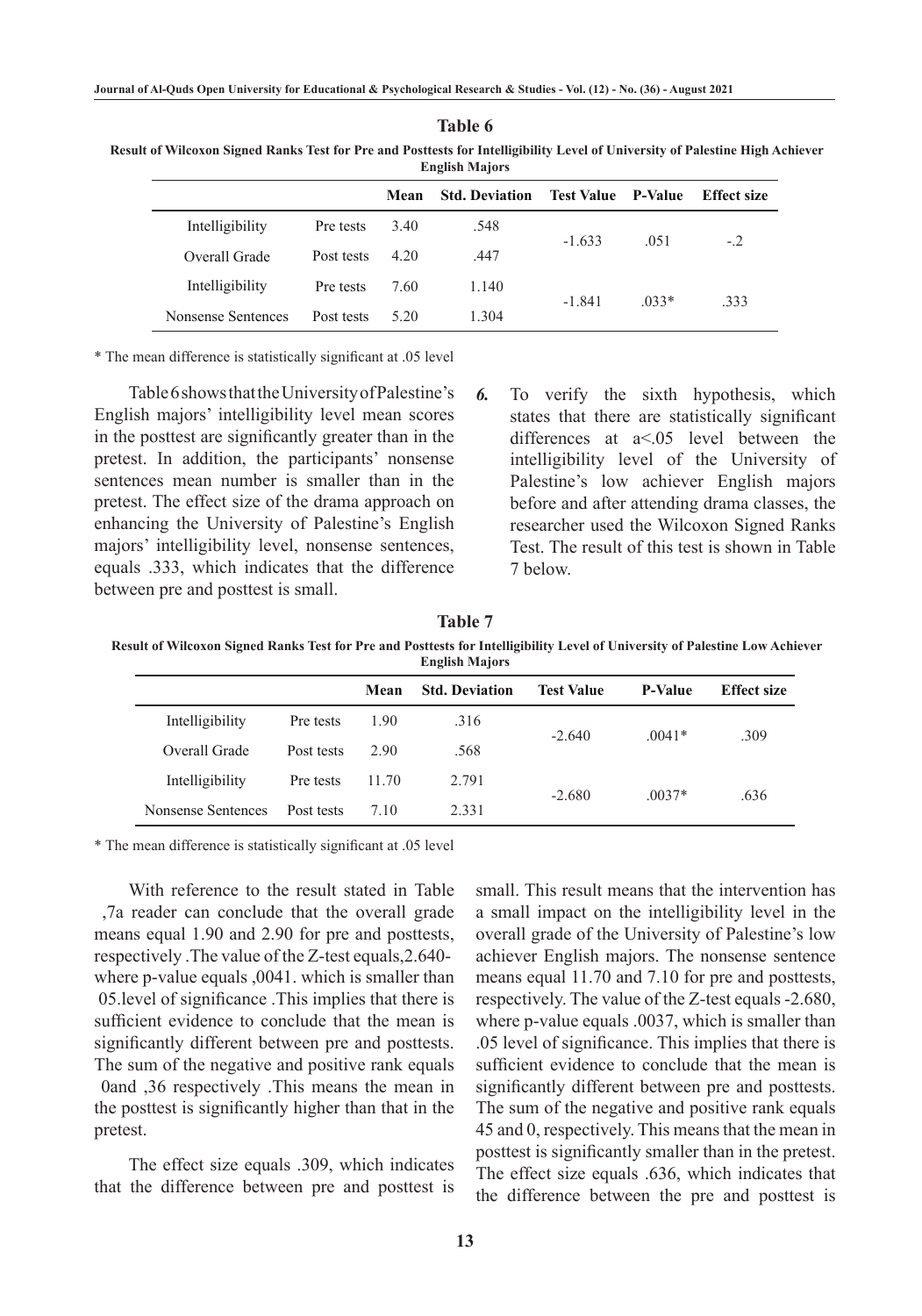**Table 6**

**Result of Wilcoxon Signed Ranks Test for Pre and Posttests for Intelligibility Level of University of Palestine High Achiever English Majors**

| | | Mean | Std. Deviation | Test Value | P-Value | Effect size |
|---|---|---|---|---|---|---|
| Intelligibility | Pre tests | 3.40 | .548 | -1.633 | .051 | -.2 |
| Overall Grade | Post tests | 4.20 | .447 | | | |
| Intelligibility | Pre tests | 7.60 | 1.140 | -1.841 | .033* | .333 |
| Nonsense Sentences | Post tests | 5.20 | 1.304 | | | |

\* The mean difference is statistically significant at .05 level

Table 6 shows that the University of Palestine's English majors' intelligibility level mean scores in the posttest are significantly greater than in the pretest. In addition, the participants' nonsense sentences mean number is smaller than in the pretest. The effect size of the drama approach on enhancing the University of Palestine's English majors' intelligibility level, nonsense sentences, equals .333, which indicates that the difference between pre and posttest is small.

*6.* To verify the sixth hypothesis, which states that there are statistically significant differences at a<.05 level between the intelligibility level of the University of Palestine's low achiever English majors before and after attending drama classes, the researcher used the Wilcoxon Signed Ranks Test. The result of this test is shown in Table 7 below.

**Table 7**

**Result of Wilcoxon Signed Ranks Test for Pre and Posttests for Intelligibility Level of University of Palestine Low Achiever English Majors**

| | | Mean | Std. Deviation | Test Value | P-Value | Effect size |
|---|---|---|---|---|---|---|
| Intelligibility | Pre tests | 1.90 | .316 | -2.640 | .0041* | .309 |
| Overall Grade | Post tests | 2.90 | .568 | | | |
| Intelligibility | Pre tests | 11.70 | 2.791 | -2.680 | .0037* | .636 |
| Nonsense Sentences | Post tests | 7.10 | 2.331 | | | |

\* The mean difference is statistically significant at .05 level

With reference to the result stated in Table ,7a reader can conclude that the overall grade means equal 1.90 and 2.90 for pre and posttests, respectively .The value of the Z-test equals,2.640- where p-value equals ,0041. which is smaller than 05.level of significance .This implies that there is sufficient evidence to conclude that the mean is significantly different between pre and posttests. The sum of the negative and positive rank equals 0and ,36 respectively .This means the mean in the posttest is significantly higher than that in the pretest.

The effect size equals .309, which indicates that the difference between pre and posttest is small. This result means that the intervention has a small impact on the intelligibility level in the overall grade of the University of Palestine's low achiever English majors. The nonsense sentence means equal 11.70 and 7.10 for pre and posttests, respectively. The value of the Z-test equals -2.680, where p-value equals .0037, which is smaller than .05 level of significance. This implies that there is sufficient evidence to conclude that the mean is significantly different between pre and posttests. The sum of the negative and positive rank equals 45 and 0, respectively. This means that the mean in posttest is significantly smaller than in the pretest. The effect size equals .636, which indicates that the difference between the pre and posttest is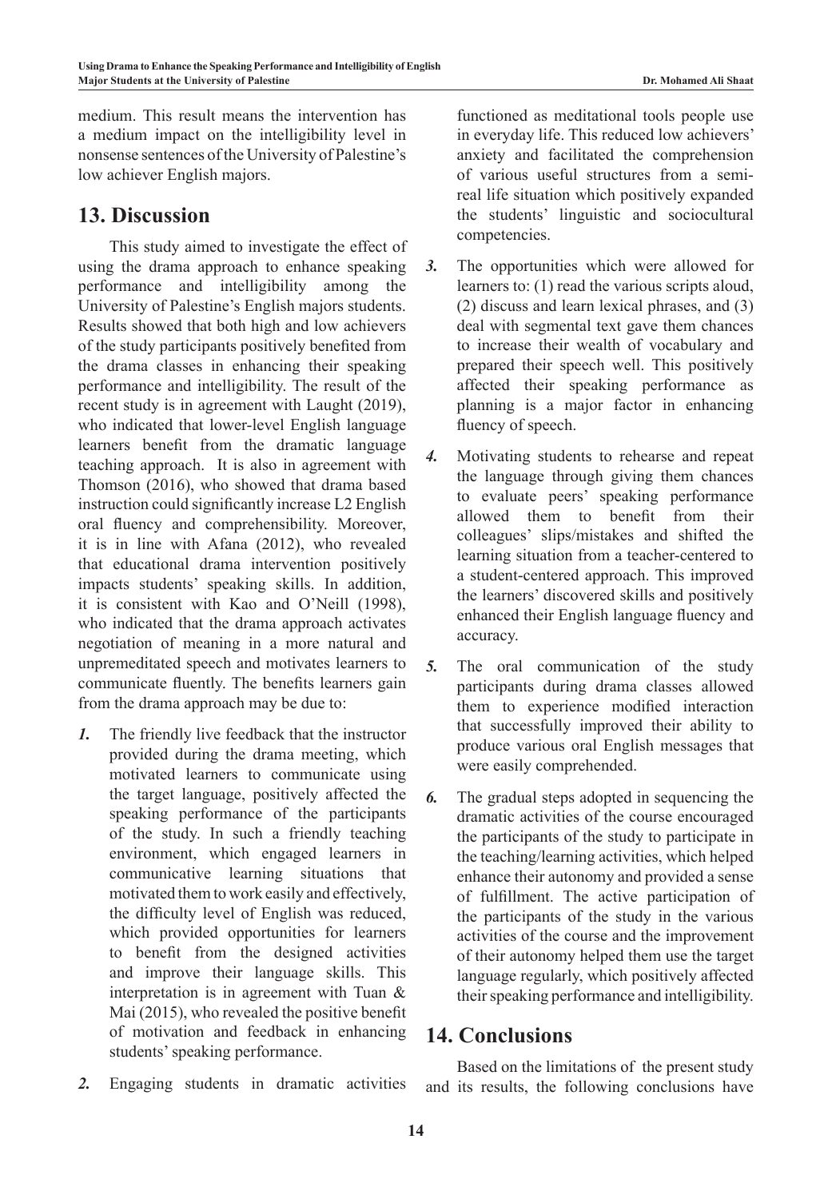medium. This result means the intervention has a medium impact on the intelligibility level in nonsense sentences of the University of Palestine's low achiever English majors.

## 13. Discussion

This study aimed to investigate the effect of using the drama approach to enhance speaking performance and intelligibility among the University of Palestine's English majors students. Results showed that both high and low achievers of the study participants positively benefited from the drama classes in enhancing their speaking performance and intelligibility. The result of the recent study is in agreement with Laught (2019), who indicated that lower-level English language learners benefit from the dramatic language teaching approach. It is also in agreement with Thomson (2016), who showed that drama based instruction could significantly increase L2 English oral fluency and comprehensibility. Moreover, it is in line with Afana (2012), who revealed that educational drama intervention positively impacts students' speaking skills. In addition, it is consistent with Kao and O'Neill (1998), who indicated that the drama approach activates negotiation of meaning in a more natural and unpremeditated speech and motivates learners to communicate fluently. The benefits learners gain from the drama approach may be due to:

1. The friendly live feedback that the instructor provided during the drama meeting, which motivated learners to communicate using the target language, positively affected the speaking performance of the participants of the study. In such a friendly teaching environment, which engaged learners in communicative learning situations that motivated them to work easily and effectively, the difficulty level of English was reduced, which provided opportunities for learners to benefit from the designed activities and improve their language skills. This interpretation is in agreement with Tuan & Mai (2015), who revealed the positive benefit of motivation and feedback in enhancing students' speaking performance.
2. Engaging students in dramatic activities functioned as meditational tools people use in everyday life. This reduced low achievers' anxiety and facilitated the comprehension of various useful structures from a semi-real life situation which positively expanded the students' linguistic and sociocultural competencies.
3. The opportunities which were allowed for learners to: (1) read the various scripts aloud, (2) discuss and learn lexical phrases, and (3) deal with segmental text gave them chances to increase their wealth of vocabulary and prepared their speech well. This positively affected their speaking performance as planning is a major factor in enhancing fluency of speech.
4. Motivating students to rehearse and repeat the language through giving them chances to evaluate peers' speaking performance allowed them to benefit from their colleagues' slips/mistakes and shifted the learning situation from a teacher-centered to a student-centered approach. This improved the learners' discovered skills and positively enhanced their English language fluency and accuracy.
5. The oral communication of the study participants during drama classes allowed them to experience modified interaction that successfully improved their ability to produce various oral English messages that were easily comprehended.
6. The gradual steps adopted in sequencing the dramatic activities of the course encouraged the participants of the study to participate in the teaching/learning activities, which helped enhance their autonomy and provided a sense of fulfillment. The active participation of the participants of the study in the various activities of the course and the improvement of their autonomy helped them use the target language regularly, which positively affected their speaking performance and intelligibility.

## 14. Conclusions

Based on the limitations of the present study and its results, the following conclusions have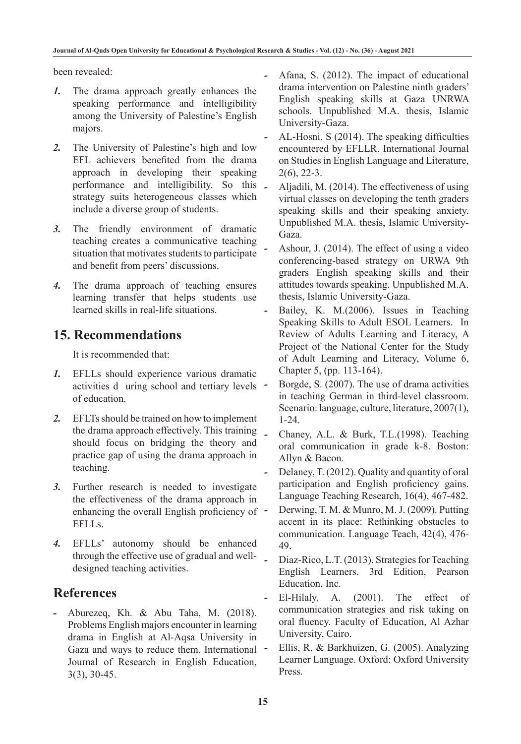been revealed:

1. The drama approach greatly enhances the speaking performance and intelligibility among the University of Palestine's English majors.
2. The University of Palestine's high and low EFL achievers benefited from the drama approach in developing their speaking performance and intelligibility. So this strategy suits heterogeneous classes which include a diverse group of students.
3. The friendly environment of dramatic teaching creates a communicative teaching situation that motivates students to participate and benefit from peers' discussions.
4. The drama approach of teaching ensures learning transfer that helps students use learned skills in real-life situations.

## 15. Recommendations

It is recommended that:

1. EFLLs should experience various dramatic activities d uring school and tertiary levels of education.
2. EFLTs should be trained on how to implement the drama approach effectively. This training should focus on bridging the theory and practice gap of using the drama approach in teaching.
3. Further research is needed to investigate the effectiveness of the drama approach in enhancing the overall English proficiency of EFLLs.
4. EFLLs' autonomy should be enhanced through the effective use of gradual and well-designed teaching activities.

## References

- Aburezeq, Kh. & Abu Taha, M. (2018). Problems English majors encounter in learning drama in English at Al-Aqsa University in Gaza and ways to reduce them. International Journal of Research in English Education, 3(3), 30-45.
- Afana, S. (2012). The impact of educational drama intervention on Palestine ninth graders' English speaking skills at Gaza UNRWA schools. Unpublished M.A. thesis, Islamic University-Gaza.
- AL-Hosni, S (2014). The speaking difficulties encountered by EFLLR. International Journal on Studies in English Language and Literature, 2(6), 22-3.
- Aljadili, M. (2014). The effectiveness of using virtual classes on developing the tenth graders speaking skills and their speaking anxiety. Unpublished M.A. thesis, Islamic University-Gaza.
- Ashour, J. (2014). The effect of using a video conferencing-based strategy on URWA 9th graders English speaking skills and their attitudes towards speaking. Unpublished M.A. thesis, Islamic University-Gaza.
- Bailey, K. M.(2006). Issues in Teaching Speaking Skills to Adult ESOL Learners. In Review of Adults Learning and Literacy, A Project of the National Center for the Study of Adult Learning and Literacy, Volume 6, Chapter 5, (pp. 113-164).
- Borgde, S. (2007). The use of drama activities in teaching German in third-level classroom. Scenario: language, culture, literature, 2007(1), 1-24.
- Chaney, A.L. & Burk, T.L.(1998). Teaching oral communication in grade k-8. Boston: Allyn & Bacon.
- Delaney, T. (2012). Quality and quantity of oral participation and English proficiency gains. Language Teaching Research, 16(4), 467-482.
- Derwing, T. M. & Munro, M. J. (2009). Putting accent in its place: Rethinking obstacles to communication. Language Teach, 42(4), 476-49.
- Diaz-Rico, L.T. (2013). Strategies for Teaching English Learners. 3rd Edition, Pearson Education, Inc.
- El-Hilaly, A. (2001). The effect of communication strategies and risk taking on oral fluency. Faculty of Education, Al Azhar University, Cairo.
- Ellis, R. & Barkhuizen, G. (2005). Analyzing Learner Language. Oxford: Oxford University Press.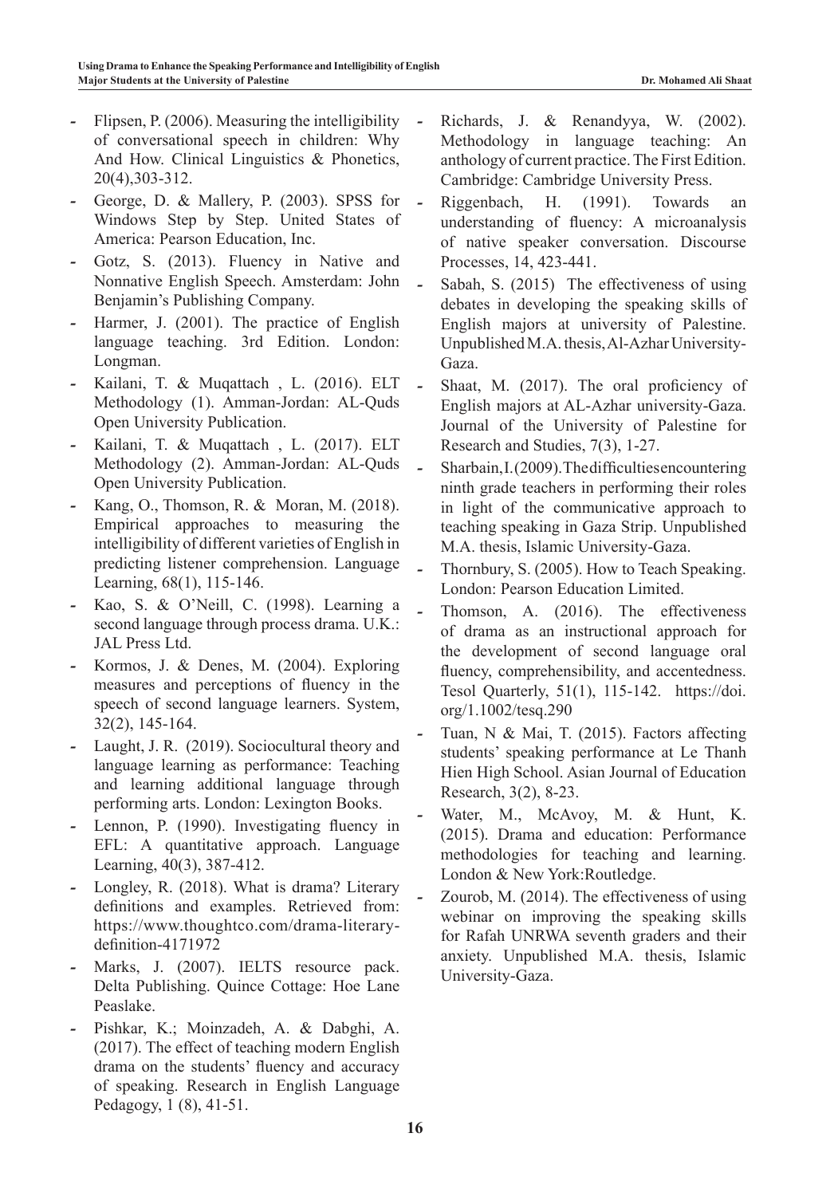- Flipsen, P. (2006). Measuring the intelligibility of conversational speech in children: Why And How. Clinical Linguistics & Phonetics, 20(4),303-312.
- George, D. & Mallery, P. (2003). SPSS for Windows Step by Step. United States of America: Pearson Education, Inc.
- Gotz, S. (2013). Fluency in Native and Nonnative English Speech. Amsterdam: John Benjamin's Publishing Company.
- Harmer, J. (2001). The practice of English language teaching. 3rd Edition. London: Longman.
- Kailani, T. & Muqattach , L. (2016). ELT Methodology (1). Amman-Jordan: AL-Quds Open University Publication.
- Kailani, T. & Muqattach , L. (2017). ELT Methodology (2). Amman-Jordan: AL-Quds Open University Publication.
- Kang, O., Thomson, R. & Moran, M. (2018). Empirical approaches to measuring the intelligibility of different varieties of English in predicting listener comprehension. Language Learning, 68(1), 115-146.
- Kao, S. & O'Neill, C. (1998). Learning a second language through process drama. U.K.: JAL Press Ltd.
- Kormos, J. & Denes, M. (2004). Exploring measures and perceptions of fluency in the speech of second language learners. System, 32(2), 145-164.
- Laught, J. R. (2019). Sociocultural theory and language learning as performance: Teaching and learning additional language through performing arts. London: Lexington Books.
- Lennon, P. (1990). Investigating fluency in EFL: A quantitative approach. Language Learning, 40(3), 387-412.
- Longley, R. (2018). What is drama? Literary definitions and examples. Retrieved from: https://www.thoughtco.com/drama-literary-definition-4171972
- Marks, J. (2007). IELTS resource pack. Delta Publishing. Quince Cottage: Hoe Lane Peaslake.
- Pishkar, K.; Moinzadeh, A. & Dabghi, A. (2017). The effect of teaching modern English drama on the students' fluency and accuracy of speaking. Research in English Language Pedagogy, 1 (8), 41-51.
- Richards, J. & Renandyya, W. (2002). Methodology in language teaching: An anthology of current practice. The First Edition. Cambridge: Cambridge University Press.
- Riggenbach, H. (1991). Towards an understanding of fluency: A microanalysis of native speaker conversation. Discourse Processes, 14, 423-441.
- Sabah, S. (2015) The effectiveness of using debates in developing the speaking skills of English majors at university of Palestine. Unpublished M.A. thesis, Al-Azhar University-Gaza.
- Shaat, M. (2017). The oral proficiency of English majors at AL-Azhar university-Gaza. Journal of the University of Palestine for Research and Studies, 7(3), 1-27.
- Sharbain, I. (2009). The difficulties encountering ninth grade teachers in performing their roles in light of the communicative approach to teaching speaking in Gaza Strip. Unpublished M.A. thesis, Islamic University-Gaza.
- Thornbury, S. (2005). How to Teach Speaking. London: Pearson Education Limited.
- Thomson, A. (2016). The effectiveness of drama as an instructional approach for the development of second language oral fluency, comprehensibility, and accentedness. Tesol Quarterly, 51(1), 115-142. https://doi.org/1.1002/tesq.290
- Tuan, N & Mai, T. (2015). Factors affecting students' speaking performance at Le Thanh Hien High School. Asian Journal of Education Research, 3(2), 8-23.
- Water, M., McAvoy, M. & Hunt, K. (2015). Drama and education: Performance methodologies for teaching and learning. London & New York:Routledge.
- Zourob, M. (2014). The effectiveness of using webinar on improving the speaking skills for Rafah UNRWA seventh graders and their anxiety. Unpublished M.A. thesis, Islamic University-Gaza.